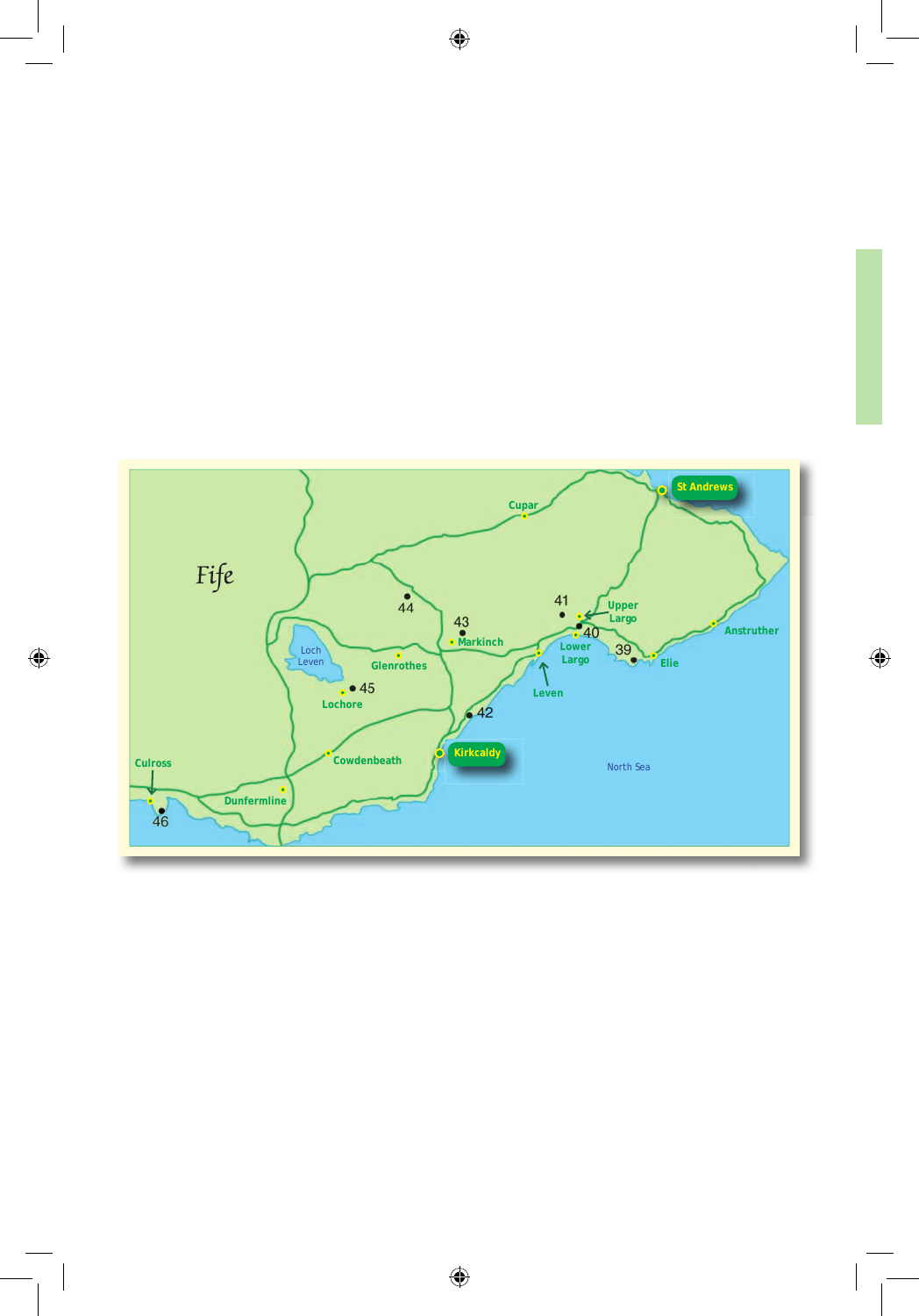Fife

St Andrews

Cupar

44

43

Markinch

41

Upper Largo

40

Lower Largo

39

Elie

Anstruther

Loch Leven

Glenrothes

45

Lochore

Leven

42

Kirkcaldy

North Sea

Culross

Cowdenbeath

Dunfermline

46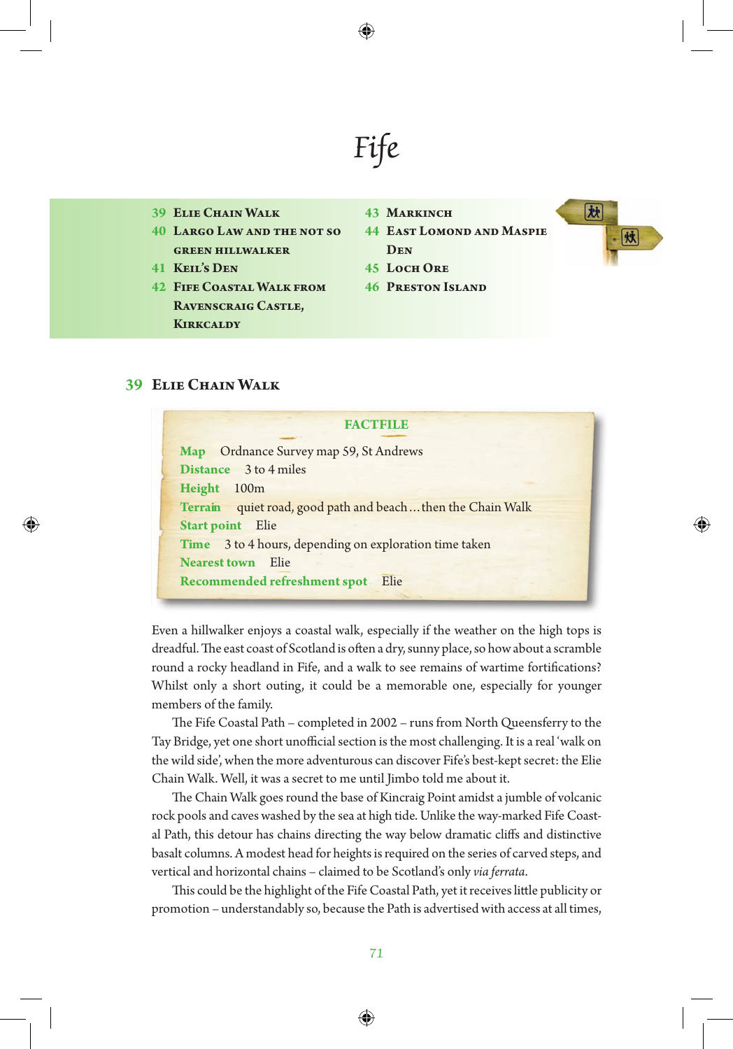# Fife

- 39 Elie Chain Walk
- 40 Largo Law and the not so green hillwalker
- 41 Keil's Den
- 42 Fife Coastal Walk from Ravenscraig Castle, Kirkcaldy
- 43 Markinch
- 44 East Lomond and Maspie Den
- 45 Loch Ore
- 46 Preston Island

## 39 Elie Chain Walk

**FACTFILE**

**Map** Ordnance Survey map 59, St Andrews
**Distance** 3 to 4 miles
**Height** 100m
**Terrain** quiet road, good path and beach…then the Chain Walk
**Start point** Elie
**Time** 3 to 4 hours, depending on exploration time taken
**Nearest town** Elie
**Recommended refreshment spot** Elie

Even a hillwalker enjoys a coastal walk, especially if the weather on the high tops is dreadful. The east coast of Scotland is often a dry, sunny place, so how about a scramble round a rocky headland in Fife, and a walk to see remains of wartime fortifications? Whilst only a short outing, it could be a memorable one, especially for younger members of the family.

The Fife Coastal Path – completed in 2002 – runs from North Queensferry to the Tay Bridge, yet one short unofficial section is the most challenging. It is a real 'walk on the wild side', when the more adventurous can discover Fife's best-kept secret: the Elie Chain Walk. Well, it was a secret to me until Jimbo told me about it.

The Chain Walk goes round the base of Kincraig Point amidst a jumble of volcanic rock pools and caves washed by the sea at high tide. Unlike the way-marked Fife Coastal Path, this detour has chains directing the way below dramatic cliffs and distinctive basalt columns. A modest head for heights is required on the series of carved steps, and vertical and horizontal chains – claimed to be Scotland's only *via ferrata*.

This could be the highlight of the Fife Coastal Path, yet it receives little publicity or promotion – understandably so, because the Path is advertised with access at all times,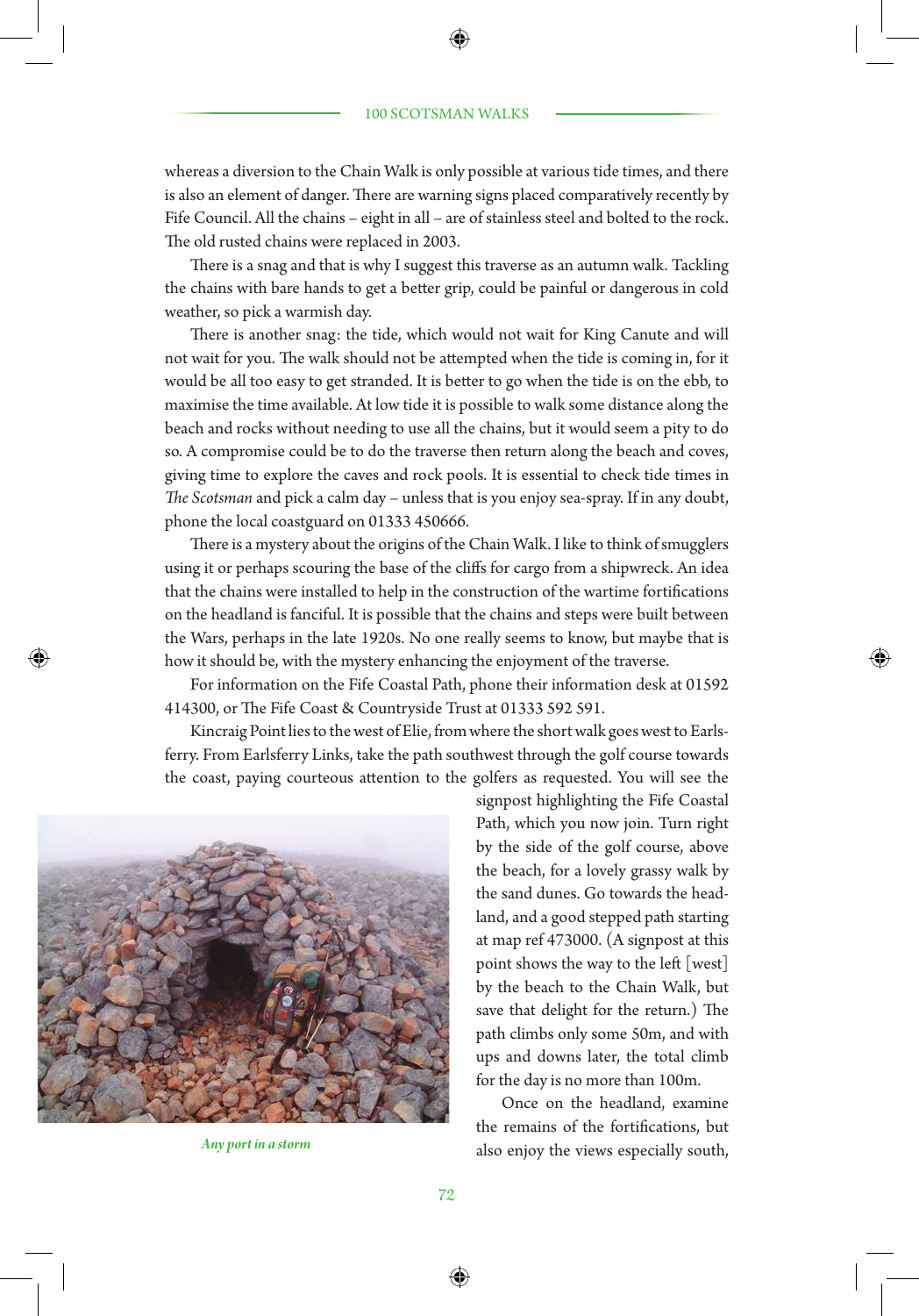whereas a diversion to the Chain Walk is only possible at various tide times, and there is also an element of danger. There are warning signs placed comparatively recently by Fife Council. All the chains – eight in all – are of stainless steel and bolted to the rock. The old rusted chains were replaced in 2003.

There is a snag and that is why I suggest this traverse as an autumn walk. Tackling the chains with bare hands to get a better grip, could be painful or dangerous in cold weather, so pick a warmish day.

There is another snag: the tide, which would not wait for King Canute and will not wait for you. The walk should not be attempted when the tide is coming in, for it would be all too easy to get stranded. It is better to go when the tide is on the ebb, to maximise the time available. At low tide it is possible to walk some distance along the beach and rocks without needing to use all the chains, but it would seem a pity to do so. A compromise could be to do the traverse then return along the beach and coves, giving time to explore the caves and rock pools. It is essential to check tide times in *The Scotsman* and pick a calm day – unless that is you enjoy sea-spray. If in any doubt, phone the local coastguard on 01333 450666.

There is a mystery about the origins of the Chain Walk. I like to think of smugglers using it or perhaps scouring the base of the cliffs for cargo from a shipwreck. An idea that the chains were installed to help in the construction of the wartime fortifications on the headland is fanciful. It is possible that the chains and steps were built between the Wars, perhaps in the late 1920s. No one really seems to know, but maybe that is how it should be, with the mystery enhancing the enjoyment of the traverse.

For information on the Fife Coastal Path, phone their information desk at 01592 414300, or The Fife Coast & Countryside Trust at 01333 592 591.

Kincraig Point lies to the west of Elie, from where the short walk goes west to Earlsferry. From Earlsferry Links, take the path southwest through the golf course towards the coast, paying courteous attention to the golfers as requested. You will see the signpost highlighting the Fife Coastal Path, which you now join. Turn right by the side of the golf course, above the beach, for a lovely grassy walk by the sand dunes. Go towards the headland, and a good stepped path starting at map ref 473000. (A signpost at this point shows the way to the left [west] by the beach to the Chain Walk, but save that delight for the return.) The path climbs only some 50m, and with ups and downs later, the total climb for the day is no more than 100m.

*Any port in a storm*

Once on the headland, examine the remains of the fortifications, but also enjoy the views especially south,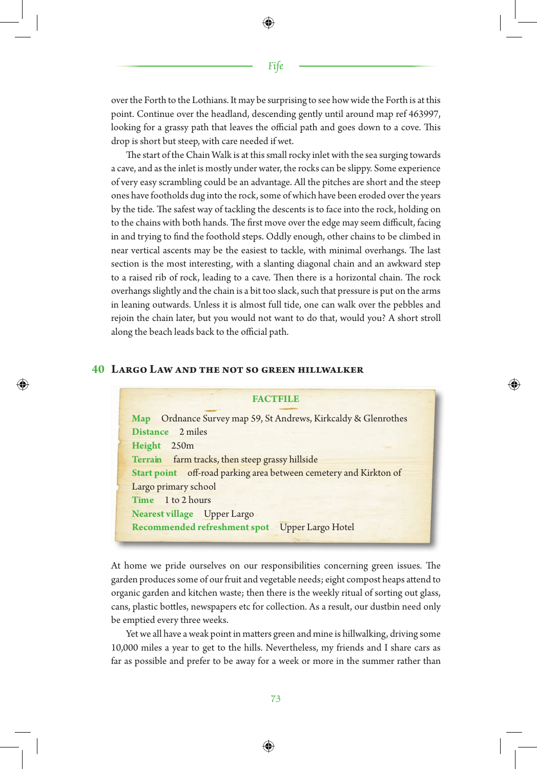over the Forth to the Lothians. It may be surprising to see how wide the Forth is at this point. Continue over the headland, descending gently until around map ref 463997, looking for a grassy path that leaves the official path and goes down to a cove. This drop is short but steep, with care needed if wet.

The start of the Chain Walk is at this small rocky inlet with the sea surging towards a cave, and as the inlet is mostly under water, the rocks can be slippy. Some experience of very easy scrambling could be an advantage. All the pitches are short and the steep ones have footholds dug into the rock, some of which have been eroded over the years by the tide. The safest way of tackling the descents is to face into the rock, holding on to the chains with both hands. The first move over the edge may seem difficult, facing in and trying to find the foothold steps. Oddly enough, other chains to be climbed in near vertical ascents may be the easiest to tackle, with minimal overhangs. The last section is the most interesting, with a slanting diagonal chain and an awkward step to a raised rib of rock, leading to a cave. Then there is a horizontal chain. The rock overhangs slightly and the chain is a bit too slack, such that pressure is put on the arms in leaning outwards. Unless it is almost full tide, one can walk over the pebbles and rejoin the chain later, but you would not want to do that, would you? A short stroll along the beach leads back to the official path.

## 40 Largo Law and the not so green hillwalker

**FACTFILE**

**Map** Ordnance Survey map 59, St Andrews, Kirkcaldy & Glenrothes
**Distance** 2 miles
**Height** 250m
**Terrain** farm tracks, then steep grassy hillside
**Start point** off-road parking area between cemetery and Kirkton of Largo primary school
**Time** 1 to 2 hours
**Nearest village** Upper Largo
**Recommended refreshment spot** Upper Largo Hotel

At home we pride ourselves on our responsibilities concerning green issues. The garden produces some of our fruit and vegetable needs; eight compost heaps attend to organic garden and kitchen waste; then there is the weekly ritual of sorting out glass, cans, plastic bottles, newspapers etc for collection. As a result, our dustbin need only be emptied every three weeks.

Yet we all have a weak point in matters green and mine is hillwalking, driving some 10,000 miles a year to get to the hills. Nevertheless, my friends and I share cars as far as possible and prefer to be away for a week or more in the summer rather than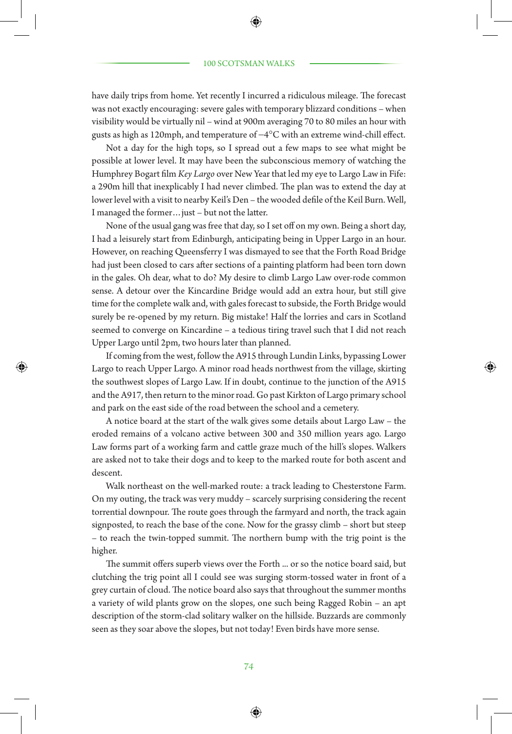have daily trips from home. Yet recently I incurred a ridiculous mileage. The forecast was not exactly encouraging: severe gales with temporary blizzard conditions – when visibility would be virtually nil – wind at 900m averaging 70 to 80 miles an hour with gusts as high as 120mph, and temperature of −4°C with an extreme wind-chill effect.

Not a day for the high tops, so I spread out a few maps to see what might be possible at lower level. It may have been the subconscious memory of watching the Humphrey Bogart film *Key Largo* over New Year that led my eye to Largo Law in Fife: a 290m hill that inexplicably I had never climbed. The plan was to extend the day at lower level with a visit to nearby Keil's Den – the wooded defile of the Keil Burn. Well, I managed the former…just – but not the latter.

None of the usual gang was free that day, so I set off on my own. Being a short day, I had a leisurely start from Edinburgh, anticipating being in Upper Largo in an hour. However, on reaching Queensferry I was dismayed to see that the Forth Road Bridge had just been closed to cars after sections of a painting platform had been torn down in the gales. Oh dear, what to do? My desire to climb Largo Law over-rode common sense. A detour over the Kincardine Bridge would add an extra hour, but still give time for the complete walk and, with gales forecast to subside, the Forth Bridge would surely be re-opened by my return. Big mistake! Half the lorries and cars in Scotland seemed to converge on Kincardine – a tedious tiring travel such that I did not reach Upper Largo until 2pm, two hours later than planned.

If coming from the west, follow the A915 through Lundin Links, bypassing Lower Largo to reach Upper Largo. A minor road heads northwest from the village, skirting the southwest slopes of Largo Law. If in doubt, continue to the junction of the A915 and the A917, then return to the minor road. Go past Kirkton of Largo primary school and park on the east side of the road between the school and a cemetery.

A notice board at the start of the walk gives some details about Largo Law – the eroded remains of a volcano active between 300 and 350 million years ago. Largo Law forms part of a working farm and cattle graze much of the hill's slopes. Walkers are asked not to take their dogs and to keep to the marked route for both ascent and descent.

Walk northeast on the well-marked route: a track leading to Chesterstone Farm. On my outing, the track was very muddy – scarcely surprising considering the recent torrential downpour. The route goes through the farmyard and north, the track again signposted, to reach the base of the cone. Now for the grassy climb – short but steep – to reach the twin-topped summit. The northern bump with the trig point is the higher.

The summit offers superb views over the Forth ... or so the notice board said, but clutching the trig point all I could see was surging storm-tossed water in front of a grey curtain of cloud. The notice board also says that throughout the summer months a variety of wild plants grow on the slopes, one such being Ragged Robin – an apt description of the storm-clad solitary walker on the hillside. Buzzards are commonly seen as they soar above the slopes, but not today! Even birds have more sense.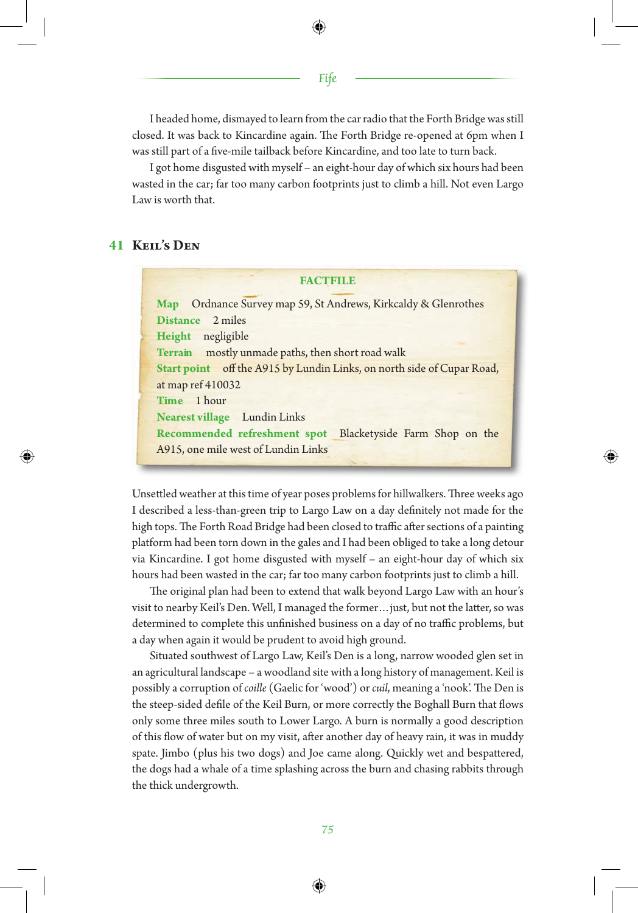I headed home, dismayed to learn from the car radio that the Forth Bridge was still closed. It was back to Kincardine again. The Forth Bridge re-opened at 6pm when I was still part of a five-mile tailback before Kincardine, and too late to turn back.

I got home disgusted with myself – an eight-hour day of which six hours had been wasted in the car; far too many carbon footprints just to climb a hill. Not even Largo Law is worth that.

## 41 Keil's Den

**FACTFILE**

**Map** Ordnance Survey map 59, St Andrews, Kirkcaldy & Glenrothes
**Distance** 2 miles
**Height** negligible
**Terrain** mostly unmade paths, then short road walk
**Start point** off the A915 by Lundin Links, on north side of Cupar Road, at map ref 410032
**Time** 1 hour
**Nearest village** Lundin Links
**Recommended refreshment spot** Blacketyside Farm Shop on the A915, one mile west of Lundin Links

Unsettled weather at this time of year poses problems for hillwalkers. Three weeks ago I described a less-than-green trip to Largo Law on a day definitely not made for the high tops. The Forth Road Bridge had been closed to traffic after sections of a painting platform had been torn down in the gales and I had been obliged to take a long detour via Kincardine. I got home disgusted with myself – an eight-hour day of which six hours had been wasted in the car; far too many carbon footprints just to climb a hill.

The original plan had been to extend that walk beyond Largo Law with an hour's visit to nearby Keil's Den. Well, I managed the former…just, but not the latter, so was determined to complete this unfinished business on a day of no traffic problems, but a day when again it would be prudent to avoid high ground.

Situated southwest of Largo Law, Keil's Den is a long, narrow wooded glen set in an agricultural landscape – a woodland site with a long history of management. Keil is possibly a corruption of *coille* (Gaelic for 'wood') or *cuil*, meaning a 'nook'. The Den is the steep-sided defile of the Keil Burn, or more correctly the Boghall Burn that flows only some three miles south to Lower Largo. A burn is normally a good description of this flow of water but on my visit, after another day of heavy rain, it was in muddy spate. Jimbo (plus his two dogs) and Joe came along. Quickly wet and bespattered, the dogs had a whale of a time splashing across the burn and chasing rabbits through the thick undergrowth.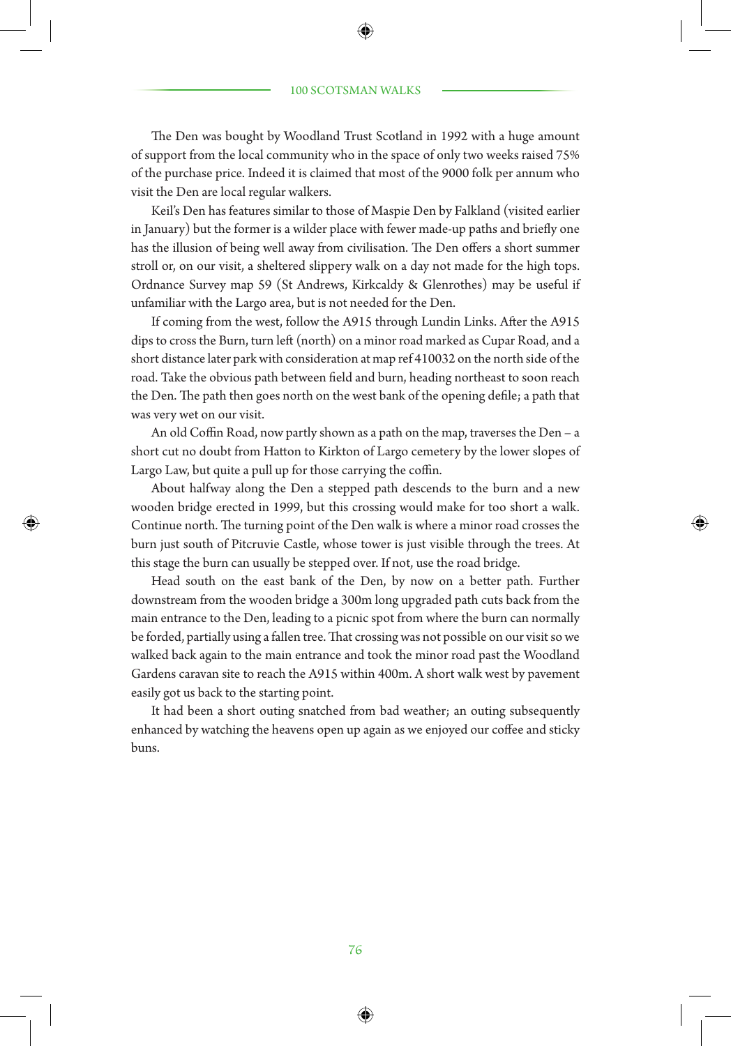The Den was bought by Woodland Trust Scotland in 1992 with a huge amount of support from the local community who in the space of only two weeks raised 75% of the purchase price. Indeed it is claimed that most of the 9000 folk per annum who visit the Den are local regular walkers.

Keil's Den has features similar to those of Maspie Den by Falkland (visited earlier in January) but the former is a wilder place with fewer made-up paths and briefly one has the illusion of being well away from civilisation. The Den offers a short summer stroll or, on our visit, a sheltered slippery walk on a day not made for the high tops. Ordnance Survey map 59 (St Andrews, Kirkcaldy & Glenrothes) may be useful if unfamiliar with the Largo area, but is not needed for the Den.

If coming from the west, follow the A915 through Lundin Links. After the A915 dips to cross the Burn, turn left (north) on a minor road marked as Cupar Road, and a short distance later park with consideration at map ref 410032 on the north side of the road. Take the obvious path between field and burn, heading northeast to soon reach the Den. The path then goes north on the west bank of the opening defile; a path that was very wet on our visit.

An old Coffin Road, now partly shown as a path on the map, traverses the Den – a short cut no doubt from Hatton to Kirkton of Largo cemetery by the lower slopes of Largo Law, but quite a pull up for those carrying the coffin.

About halfway along the Den a stepped path descends to the burn and a new wooden bridge erected in 1999, but this crossing would make for too short a walk. Continue north. The turning point of the Den walk is where a minor road crosses the burn just south of Pitcruvie Castle, whose tower is just visible through the trees. At this stage the burn can usually be stepped over. If not, use the road bridge.

Head south on the east bank of the Den, by now on a better path. Further downstream from the wooden bridge a 300m long upgraded path cuts back from the main entrance to the Den, leading to a picnic spot from where the burn can normally be forded, partially using a fallen tree. That crossing was not possible on our visit so we walked back again to the main entrance and took the minor road past the Woodland Gardens caravan site to reach the A915 within 400m. A short walk west by pavement easily got us back to the starting point.

It had been a short outing snatched from bad weather; an outing subsequently enhanced by watching the heavens open up again as we enjoyed our coffee and sticky buns.